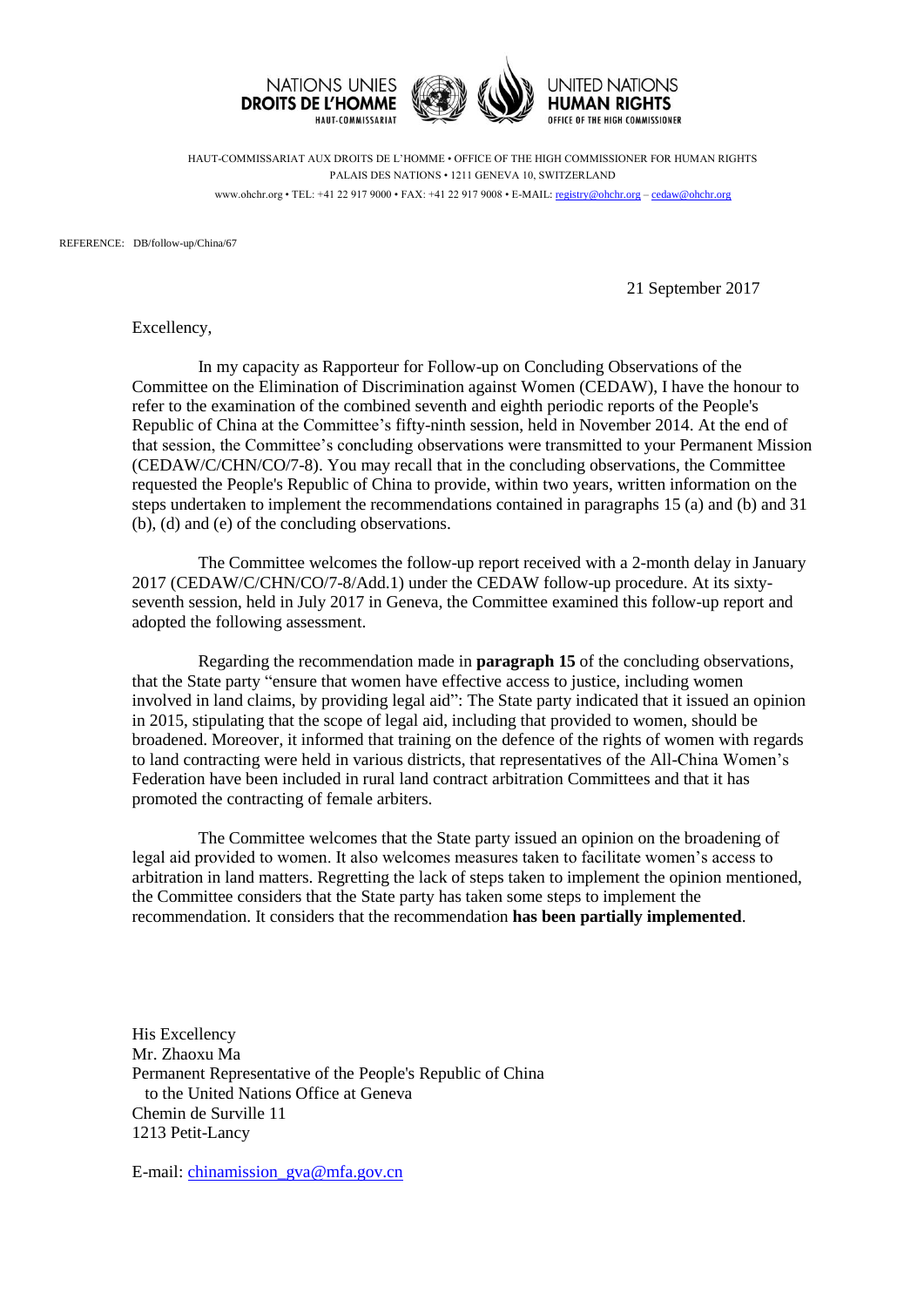NATIONS UNIES
**DROITS DE L'HOMME**
HAUT-COMMISSARIAT

UNITED NATIONS
**HUMAN RIGHTS**
OFFICE OF THE HIGH COMMISSIONER

HAUT-COMMISSARIAT AUX DROITS DE L'HOMME • OFFICE OF THE HIGH COMMISSIONER FOR HUMAN RIGHTS
PALAIS DES NATIONS • 1211 GENEVA 10, SWITZERLAND
www.ohchr.org • TEL: +41 22 917 9000 • FAX: +41 22 917 9008 • E-MAIL: registry@ohchr.org – cedaw@ohchr.org

REFERENCE: DB/follow-up/China/67

21 September 2017

Excellency,

In my capacity as Rapporteur for Follow-up on Concluding Observations of the Committee on the Elimination of Discrimination against Women (CEDAW), I have the honour to refer to the examination of the combined seventh and eighth periodic reports of the People's Republic of China at the Committee's fifty-ninth session, held in November 2014. At the end of that session, the Committee's concluding observations were transmitted to your Permanent Mission (CEDAW/C/CHN/CO/7-8). You may recall that in the concluding observations, the Committee requested the People's Republic of China to provide, within two years, written information on the steps undertaken to implement the recommendations contained in paragraphs 15 (a) and (b) and 31 (b), (d) and (e) of the concluding observations.

The Committee welcomes the follow-up report received with a 2-month delay in January 2017 (CEDAW/C/CHN/CO/7-8/Add.1) under the CEDAW follow-up procedure. At its sixty-seventh session, held in July 2017 in Geneva, the Committee examined this follow-up report and adopted the following assessment.

Regarding the recommendation made in **paragraph 15** of the concluding observations, that the State party "ensure that women have effective access to justice, including women involved in land claims, by providing legal aid": The State party indicated that it issued an opinion in 2015, stipulating that the scope of legal aid, including that provided to women, should be broadened. Moreover, it informed that training on the defence of the rights of women with regards to land contracting were held in various districts, that representatives of the All-China Women's Federation have been included in rural land contract arbitration Committees and that it has promoted the contracting of female arbiters.

The Committee welcomes that the State party issued an opinion on the broadening of legal aid provided to women. It also welcomes measures taken to facilitate women's access to arbitration in land matters. Regretting the lack of steps taken to implement the opinion mentioned, the Committee considers that the State party has taken some steps to implement the recommendation. It considers that the recommendation **has been partially implemented**.

His Excellency
Mr. Zhaoxu Ma
Permanent Representative of the People's Republic of China
to the United Nations Office at Geneva
Chemin de Surville 11
1213 Petit-Lancy

E-mail: chinamission_gva@mfa.gov.cn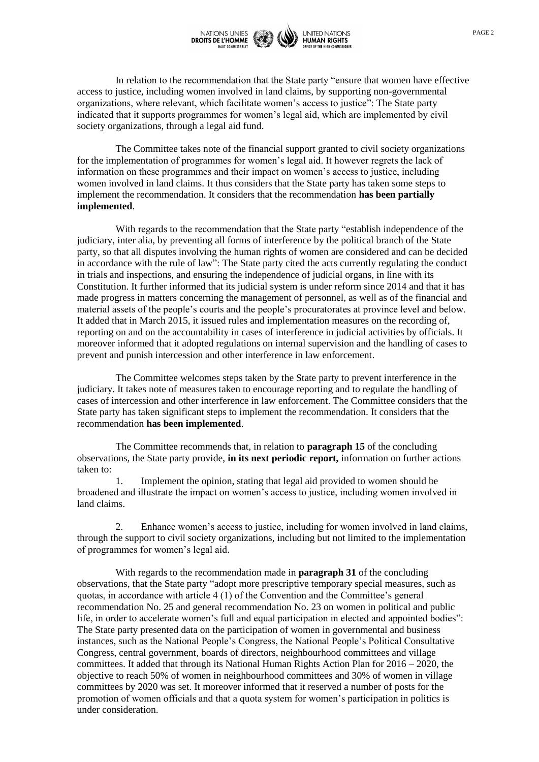In relation to the recommendation that the State party "ensure that women have effective access to justice, including women involved in land claims, by supporting non-governmental organizations, where relevant, which facilitate women's access to justice": The State party indicated that it supports programmes for women's legal aid, which are implemented by civil society organizations, through a legal aid fund.

The Committee takes note of the financial support granted to civil society organizations for the implementation of programmes for women's legal aid. It however regrets the lack of information on these programmes and their impact on women's access to justice, including women involved in land claims. It thus considers that the State party has taken some steps to implement the recommendation. It considers that the recommendation **has been partially implemented**.

With regards to the recommendation that the State party "establish independence of the judiciary, inter alia, by preventing all forms of interference by the political branch of the State party, so that all disputes involving the human rights of women are considered and can be decided in accordance with the rule of law": The State party cited the acts currently regulating the conduct in trials and inspections, and ensuring the independence of judicial organs, in line with its Constitution. It further informed that its judicial system is under reform since 2014 and that it has made progress in matters concerning the management of personnel, as well as of the financial and material assets of the people's courts and the people's procuratorates at province level and below. It added that in March 2015, it issued rules and implementation measures on the recording of, reporting on and on the accountability in cases of interference in judicial activities by officials. It moreover informed that it adopted regulations on internal supervision and the handling of cases to prevent and punish intercession and other interference in law enforcement.

The Committee welcomes steps taken by the State party to prevent interference in the judiciary. It takes note of measures taken to encourage reporting and to regulate the handling of cases of intercession and other interference in law enforcement. The Committee considers that the State party has taken significant steps to implement the recommendation. It considers that the recommendation **has been implemented**.

The Committee recommends that, in relation to **paragraph 15** of the concluding observations, the State party provide, **in its next periodic report,** information on further actions taken to:

1. Implement the opinion, stating that legal aid provided to women should be broadened and illustrate the impact on women's access to justice, including women involved in land claims.

2. Enhance women's access to justice, including for women involved in land claims, through the support to civil society organizations, including but not limited to the implementation of programmes for women's legal aid.

With regards to the recommendation made in **paragraph 31** of the concluding observations, that the State party "adopt more prescriptive temporary special measures, such as quotas, in accordance with article 4 (1) of the Convention and the Committee's general recommendation No. 25 and general recommendation No. 23 on women in political and public life, in order to accelerate women's full and equal participation in elected and appointed bodies": The State party presented data on the participation of women in governmental and business instances, such as the National People's Congress, the National People's Political Consultative Congress, central government, boards of directors, neighbourhood committees and village committees. It added that through its National Human Rights Action Plan for 2016 – 2020, the objective to reach 50% of women in neighbourhood committees and 30% of women in village committees by 2020 was set. It moreover informed that it reserved a number of posts for the promotion of women officials and that a quota system for women's participation in politics is under consideration.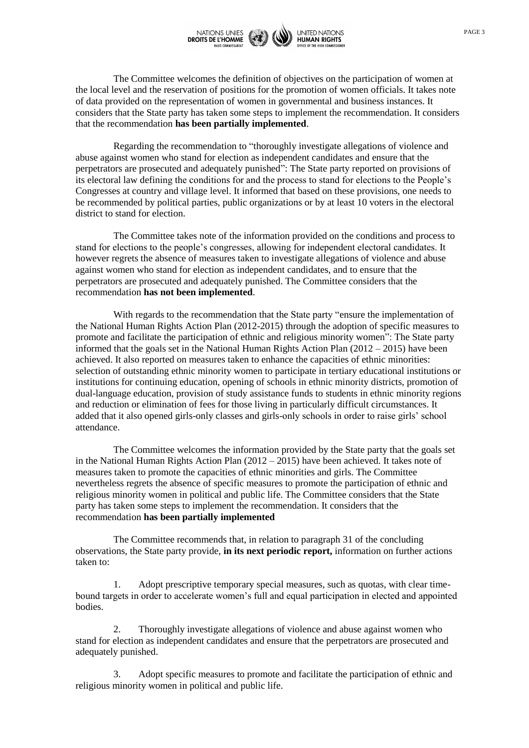The Committee welcomes the definition of objectives on the participation of women at the local level and the reservation of positions for the promotion of women officials. It takes note of data provided on the representation of women in governmental and business instances. It considers that the State party has taken some steps to implement the recommendation. It considers that the recommendation **has been partially implemented**.

Regarding the recommendation to "thoroughly investigate allegations of violence and abuse against women who stand for election as independent candidates and ensure that the perpetrators are prosecuted and adequately punished": The State party reported on provisions of its electoral law defining the conditions for and the process to stand for elections to the People's Congresses at country and village level. It informed that based on these provisions, one needs to be recommended by political parties, public organizations or by at least 10 voters in the electoral district to stand for election.

The Committee takes note of the information provided on the conditions and process to stand for elections to the people's congresses, allowing for independent electoral candidates. It however regrets the absence of measures taken to investigate allegations of violence and abuse against women who stand for election as independent candidates, and to ensure that the perpetrators are prosecuted and adequately punished. The Committee considers that the recommendation **has not been implemented**.

With regards to the recommendation that the State party "ensure the implementation of the National Human Rights Action Plan (2012-2015) through the adoption of specific measures to promote and facilitate the participation of ethnic and religious minority women": The State party informed that the goals set in the National Human Rights Action Plan (2012 – 2015) have been achieved. It also reported on measures taken to enhance the capacities of ethnic minorities: selection of outstanding ethnic minority women to participate in tertiary educational institutions or institutions for continuing education, opening of schools in ethnic minority districts, promotion of dual-language education, provision of study assistance funds to students in ethnic minority regions and reduction or elimination of fees for those living in particularly difficult circumstances. It added that it also opened girls-only classes and girls-only schools in order to raise girls' school attendance.

The Committee welcomes the information provided by the State party that the goals set in the National Human Rights Action Plan (2012 – 2015) have been achieved. It takes note of measures taken to promote the capacities of ethnic minorities and girls. The Committee nevertheless regrets the absence of specific measures to promote the participation of ethnic and religious minority women in political and public life. The Committee considers that the State party has taken some steps to implement the recommendation. It considers that the recommendation **has been partially implemented**

The Committee recommends that, in relation to paragraph 31 of the concluding observations, the State party provide, **in its next periodic report,** information on further actions taken to:

1. Adopt prescriptive temporary special measures, such as quotas, with clear time-bound targets in order to accelerate women's full and equal participation in elected and appointed bodies.

2. Thoroughly investigate allegations of violence and abuse against women who stand for election as independent candidates and ensure that the perpetrators are prosecuted and adequately punished.

3. Adopt specific measures to promote and facilitate the participation of ethnic and religious minority women in political and public life.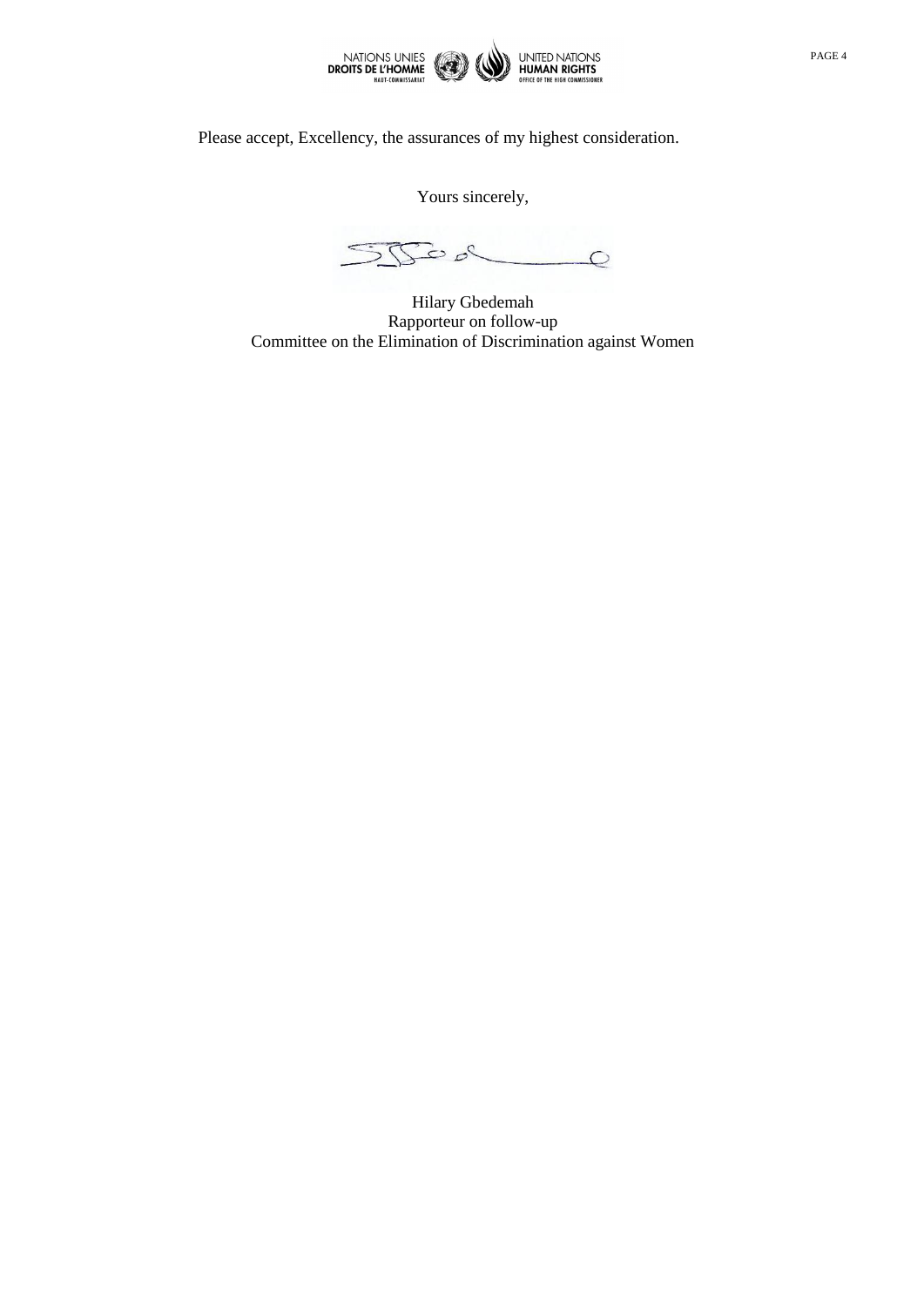Please accept, Excellency, the assurances of my highest consideration.

Yours sincerely,

Hilary Gbedemah
Rapporteur on follow-up
Committee on the Elimination of Discrimination against Women